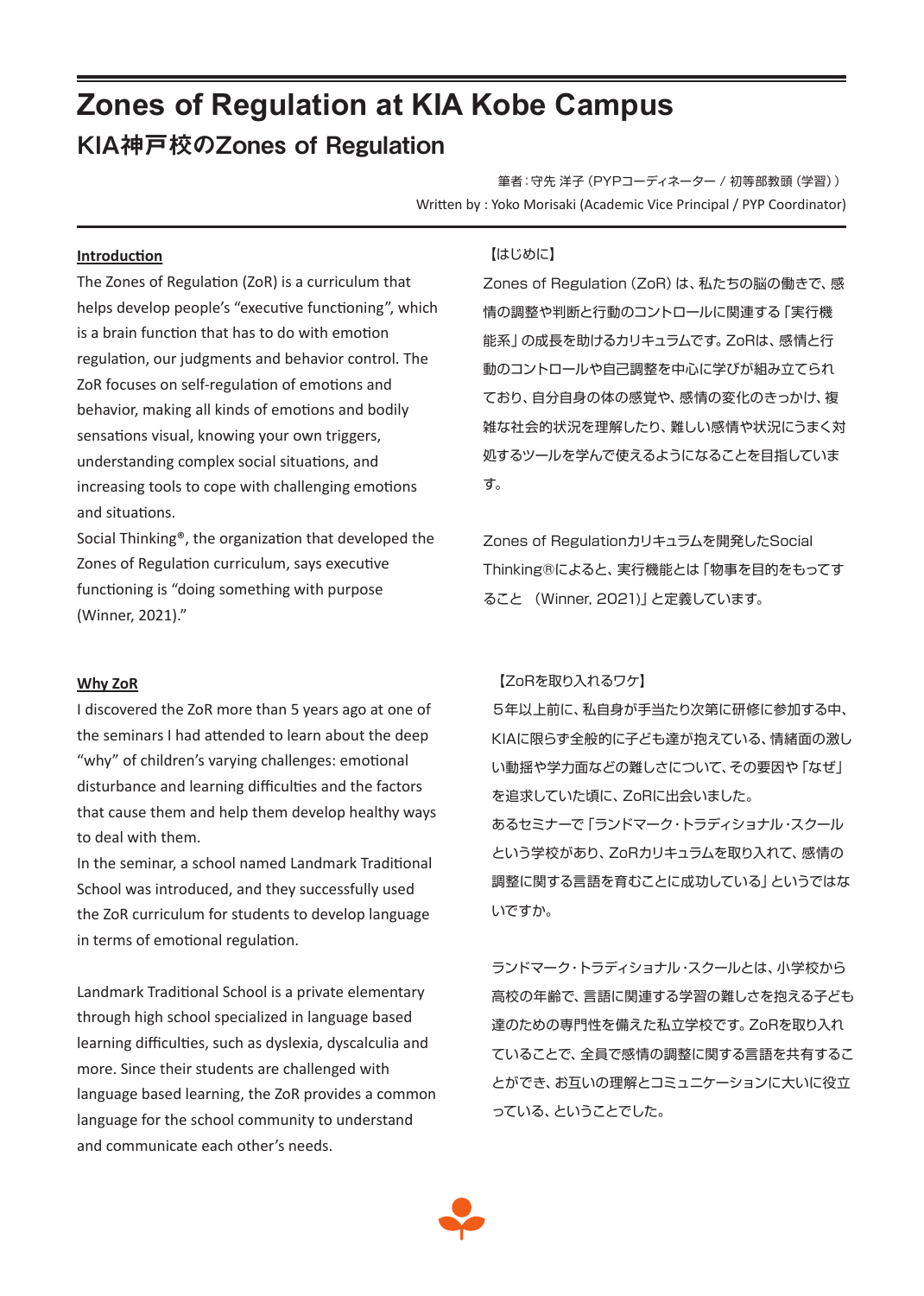# Zones of Regulation at KIA Kobe Campus

## KIA神戸校のZones of Regulation

筆者：守先 洋子（PYPコーディネーター / 初等部教頭（学習））

Written by : Yoko Morisaki (Academic Vice Principal / PYP Coordinator)

**Introduction**

The Zones of Regulation (ZoR) is a curriculum that helps develop people's "executive functioning", which is a brain function that has to do with emotion regulation, our judgments and behavior control. The ZoR focuses on self-regulation of emotions and behavior, making all kinds of emotions and bodily sensations visual, knowing your own triggers, understanding complex social situations, and increasing tools to cope with challenging emotions and situations.

Social Thinking®, the organization that developed the Zones of Regulation curriculum, says executive functioning is "doing something with purpose (Winner, 2021)."

【はじめに】

Zones of Regulation（ZoR）は、私たちの脳の働きで、感情の調整や判断と行動のコントロールに関連する「実行機能系」の成長を助けるカリキュラムです。ZoRは、感情と行動のコントロールや自己調整を中心に学びが組み立てられており、自分自身の体の感覚や、感情の変化のきっかけ、複雑な社会的状況を理解したり、難しい感情や状況にうまく対処するツールを学んで使えるようになることを目指しています。

Zones of Regulationカリキュラムを開発したSocial Thinking®によると、実行機能とは「物事を目的をもってすること （Winner, 2021)」と定義しています。

**Why ZoR**

I discovered the ZoR more than 5 years ago at one of the seminars I had attended to learn about the deep "why" of children's varying challenges: emotional disturbance and learning difficulties and the factors that cause them and help them develop healthy ways to deal with them.

In the seminar, a school named Landmark Traditional School was introduced, and they successfully used the ZoR curriculum for students to develop language in terms of emotional regulation.

Landmark Traditional School is a private elementary through high school specialized in language based learning difficulties, such as dyslexia, dyscalculia and more. Since their students are challenged with language based learning, the ZoR provides a common language for the school community to understand and communicate each other's needs.

【ZoRを取り入れるワケ】

５年以上前に、私自身が手当たり次第に研修に参加する中、KIAに限らず全般的に子ども達が抱えている、情緒面の激しい動揺や学力面などの難しさについて、その要因や「なぜ」を追求していた頃に、ZoRに出会いました。

あるセミナーで「ランドマーク・トラディショナル・スクールという学校があり、ZoRカリキュラムを取り入れて、感情の調整に関する言語を育むことに成功している」というではないですか。

ランドマーク・トラディショナル・スクールとは、小学校から高校の年齢で、言語に関連する学習の難しさを抱える子ども達のための専門性を備えた私立学校です。ZoRを取り入れていることで、全員で感情の調整に関する言語を共有することができ、お互いの理解とコミュニケーションに大いに役立っている、ということでした。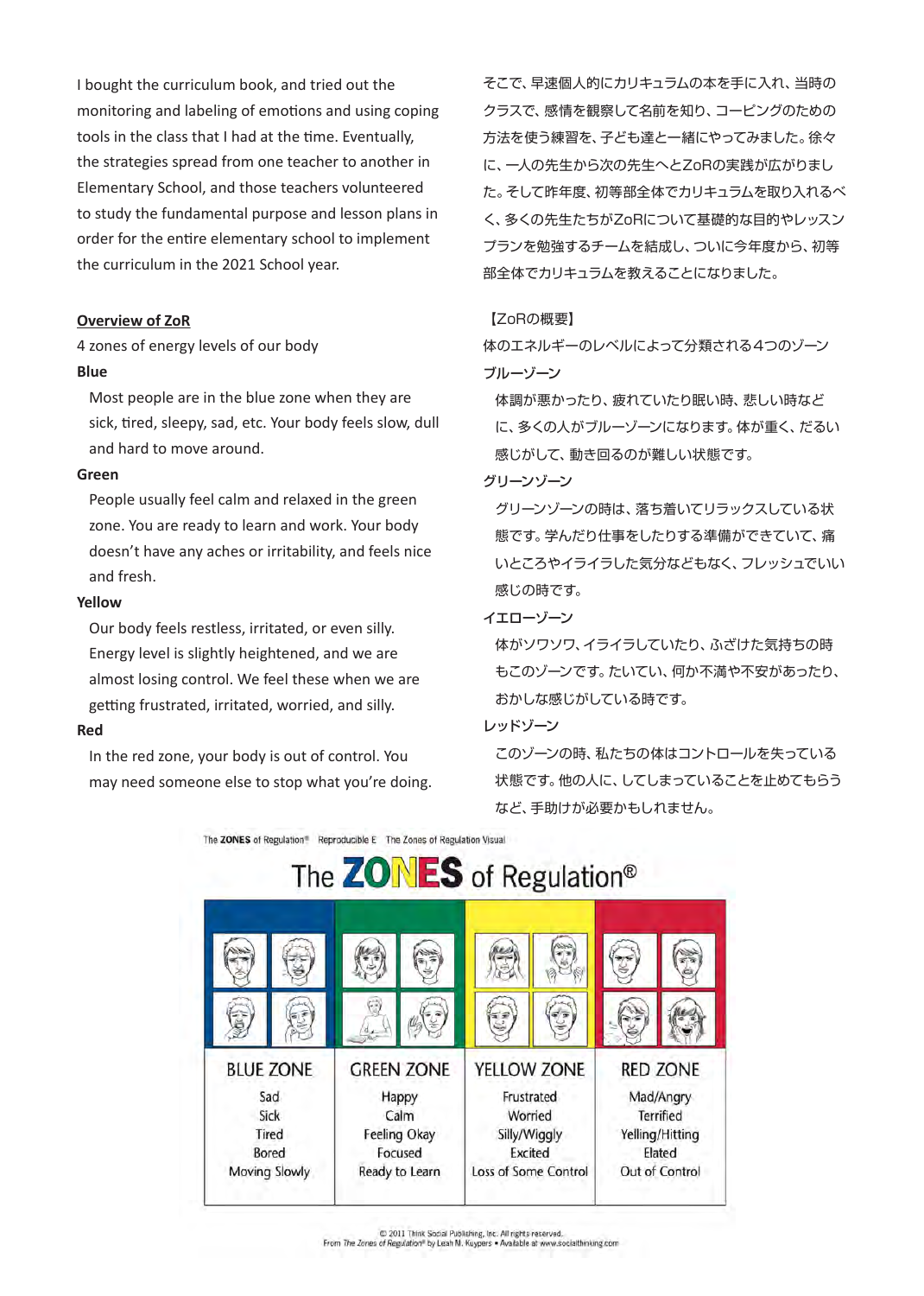I bought the curriculum book, and tried out the monitoring and labeling of emotions and using coping tools in the class that I had at the time. Eventually, the strategies spread from one teacher to another in Elementary School, and those teachers volunteered to study the fundamental purpose and lesson plans in order for the entire elementary school to implement the curriculum in the 2021 School year.

**Overview of ZoR**

4 zones of energy levels of our body

**Blue**

Most people are in the blue zone when they are sick, tired, sleepy, sad, etc. Your body feels slow, dull and hard to move around.

**Green**

People usually feel calm and relaxed in the green zone. You are ready to learn and work. Your body doesn't have any aches or irritability, and feels nice and fresh.

**Yellow**

Our body feels restless, irritated, or even silly. Energy level is slightly heightened, and we are almost losing control. We feel these when we are getting frustrated, irritated, worried, and silly.

**Red**

In the red zone, your body is out of control. You may need someone else to stop what you're doing.

そこで、早速個人的にカリキュラムの本を手に入れ、当時のクラスで、感情を観察して名前を知り、コーピングのための方法を使う練習を、子ども達と一緒にやってみました。徐々に、一人の先生から次の先生へとZoRの実践が広がりました。そして昨年度、初等部全体でカリキュラムを取り入れるべく、多くの先生たちがZoRについて基礎的な目的やレッスンプランを勉強するチームを結成し、ついに今年度から、初等部全体でカリキュラムを教えることになりました。

【ZoRの概要】

体のエネルギーのレベルによって分類される4つのゾーン

ブルーゾーン

体調が悪かったり、疲れていたり眠い時、悲しい時などに、多くの人がブルーゾーンになります。体が重く、だるい感じがして、動き回るのが難しい状態です。

グリーンゾーン

グリーンゾーンの時は、落ち着いてリラックスしている状態です。学んだり仕事をしたりする準備ができていて、痛いところやイライラした気分などもなく、フレッシュでいい感じの時です。

イエローゾーン

体がソワソワ、イライラしていたり、ふざけた気持ちの時もこのゾーンです。たいてい、何か不満や不安があったり、おかしな感じがしている時です。

レッドゾーン

このゾーンの時、私たちの体はコントロールを失っている状態です。他の人に、してしまっていることを止めてもらうなど、手助けが必要かもしれません。

The ZONES of Regulation® Reproducible E The Zones of Regulation Visual

## The ZONES of Regulation®

| BLUE ZONE | GREEN ZONE | YELLOW ZONE | RED ZONE |
|---|---|---|---|
| Sad | Happy | Frustrated | Mad/Angry |
| Sick | Calm | Worried | Terrified |
| Tired | Feeling Okay | Silly/Wiggly | Yelling/Hitting |
| Bored | Focused | Excited | Elated |
| Moving Slowly | Ready to Learn | Loss of Some Control | Out of Control |

© 2011 Think Social Publishing, Inc. All rights reserved.
From *The Zones of Regulation®* by Leah M. Kuypers • Available at www.socialthinking.com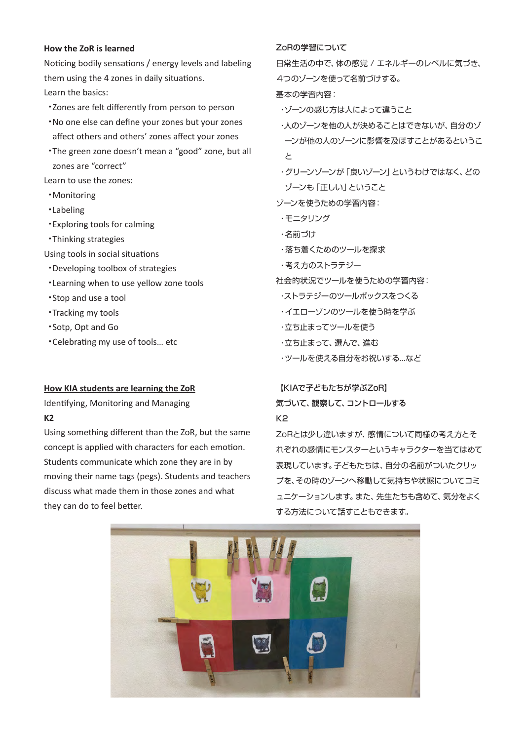**How the ZoR is learned**

Noticing bodily sensations / energy levels and labeling them using the 4 zones in daily situations.

Learn the basics:

- Zones are felt differently from person to person
- No one else can define your zones but your zones affect others and others' zones affect your zones
- The green zone doesn't mean a "good" zone, but all zones are "correct"

Learn to use the zones:

- Monitoring
- Labeling
- Exploring tools for calming
- Thinking strategies

Using tools in social situations

- Developing toolbox of strategies
- Learning when to use yellow zone tools
- Stop and use a tool
- Tracking my tools
- Sotp, Opt and Go
- Celebrating my use of tools… etc

**ZoRの学習について**

日常生活の中で、体の感覚 / エネルギーのレベルに気づき、4つのゾーンを使って名前づけする。

基本の学習内容：

- ゾーンの感じ方は人によって違うこと
- 人のゾーンを他の人が決めることはできないが、自分のゾーンが他の人のゾーンに影響を及ぼすことがあるということ
- グリーンゾーンが「良いゾーン」というわけではなく、どのゾーンも「正しい」ということ

ゾーンを使うための学習内容：

- モニタリング
- 名前づけ
- 落ち着くためのツールを探求
- 考え方のストラテジー

社会的状況でツールを使うための学習内容：

- ストラテジーのツールボックスをつくる
- イエローゾンのツールを使う時を学ぶ
- 立ち止まってツールを使う
- 立ち止まって、選んで、進む
- ツールを使える自分をお祝いする…など

**How KIA students are learning the ZoR**

Identifying, Monitoring and Managing

**K2**

Using something different than the ZoR, but the same concept is applied with characters for each emotion. Students communicate which zone they are in by moving their name tags (pegs). Students and teachers discuss what made them in those zones and what they can do to feel better.

**【KIAで子どもたちが学ぶZoR】**

**気づいて、観察して、コントロールする**

K2

ZoRとは少し違いますが、感情について同様の考え方とそれぞれの感情にモンスターというキャラクターを当てはめて表現しています。子どもたちは、自分の名前がついたクリップを、その時のゾーンへ移動して気持ちや状態についてコミュニケーションします。また、先生たちも含めて、気分をよくする方法について話すこともできます。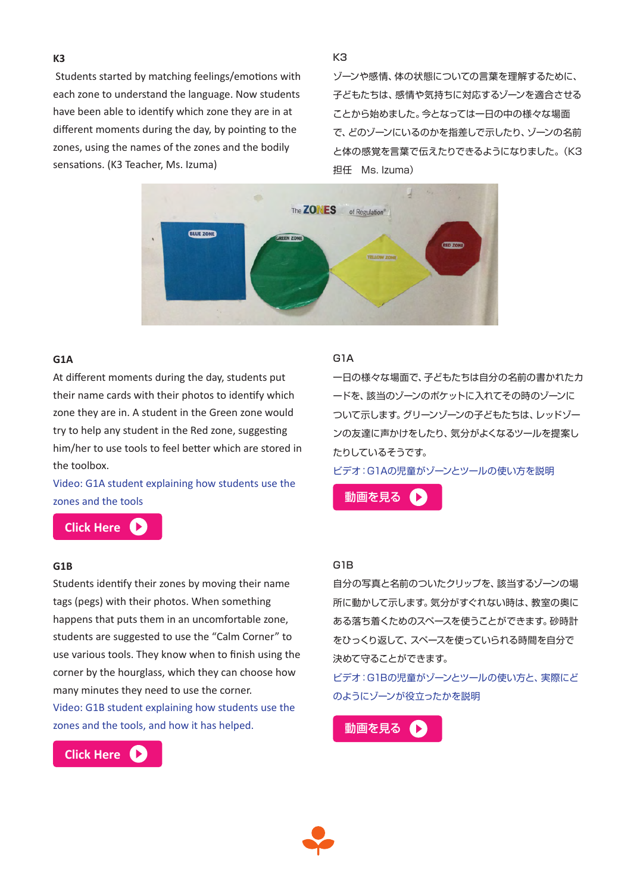### K3

Students started by matching feelings/emotions with each zone to understand the language. Now students have been able to identify which zone they are in at different moments during the day, by pointing to the zones, using the names of the zones and the bodily sensations. (K3 Teacher, Ms. Izuma)

### K3

ゾーンや感情、体の状態についての言葉を理解するために、子どもたちは、感情や気持ちに対応するゾーンを適合させることから始めました。今となっては一日の中の様々な場面で、どのゾーンにいるのかを指差しで示したり、ゾーンの名前と体の感覚を言葉で伝えたりできるようになりました。（K3担任　Ms. Izuma）

### G1A

At different moments during the day, students put their name cards with their photos to identify which zone they are in. A student in the Green zone would try to help any student in the Red zone, suggesting him/her to use tools to feel better which are stored in the toolbox.

Video: G1A student explaining how students use the zones and the tools

Click Here

### G1A

一日の様々な場面で、子どもたちは自分の名前の書かれたカードを、該当のゾーンのポケットに入れてその時のゾーンについて示します。グリーンゾーンの子どもたちは、レッドゾーンの友達に声かけをしたり、気分がよくなるツールを提案したりしているそうです。

ビデオ：G1Aの児童がゾーンとツールの使い方を説明

動画を見る

### G1B

Students identify their zones by moving their name tags (pegs) with their photos. When something happens that puts them in an uncomfortable zone, students are suggested to use the "Calm Corner" to use various tools. They know when to finish using the corner by the hourglass, which they can choose how many minutes they need to use the corner.

Video: G1B student explaining how students use the zones and the tools, and how it has helped.

Click Here

### G1B

自分の写真と名前のついたクリップを、該当するゾーンの場所に動かして示します。気分がすぐれない時は、教室の奥にある落ち着くためのスペースを使うことができます。砂時計をひっくり返して、スペースを使っていられる時間を自分で決めて守ることができます。

ビデオ：G1Bの児童がゾーンとツールの使い方と、実際にどのようにゾーンが役立ったかを説明

動画を見る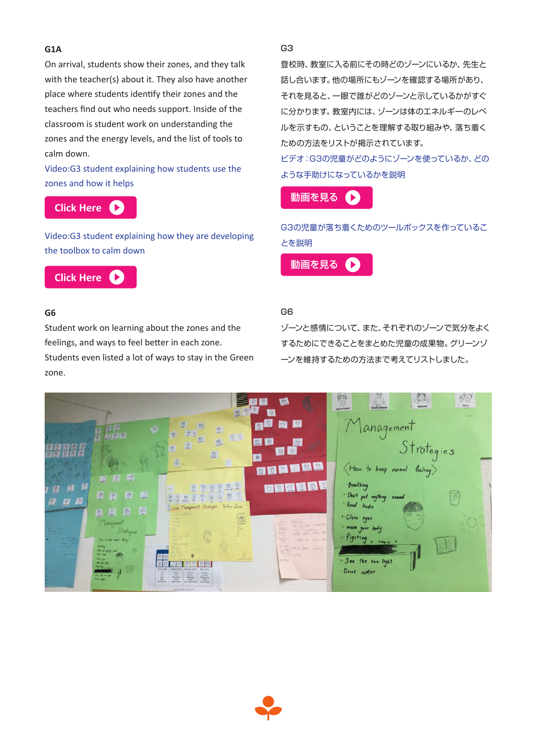## G1A

On arrival, students show their zones, and they talk with the teacher(s) about it. They also have another place where students identify their zones and the teachers find out who needs support. Inside of the classroom is student work on understanding the zones and the energy levels, and the list of tools to calm down.

Video:G3 student explaining how students use the zones and how it helps

Click Here

Video:G3 student explaining how they are developing the toolbox to calm down

Click Here

## G3

登校時、教室に入る前にその時どのゾーンにいるか、先生と話し合います。他の場所にもゾーンを確認する場所があり、それを見ると、一眼で誰がどのゾーンと示しているかがすぐに分かります。教室内には、ゾーンは体のエネルギーのレベルを示すもの、ということを理解する取り組みや、落ち着くための方法をリストが掲示されています。

ビデオ：G3の児童がどのようにゾーンを使っているか、どのような手助けになっているかを説明

動画を見る

G3の児童が落ち着くためのツールボックスを作っていることを説明

動画を見る

## G6

Student work on learning about the zones and the feelings, and ways to feel better in each zone. Students even listed a lot of ways to stay in the Green zone.

## G6

ゾーンと感情について、また、それぞれのゾーンで気分をよくするためにできることをまとめた児童の成果物。グリーンゾーンを維持するための方法まで考えてリストしました。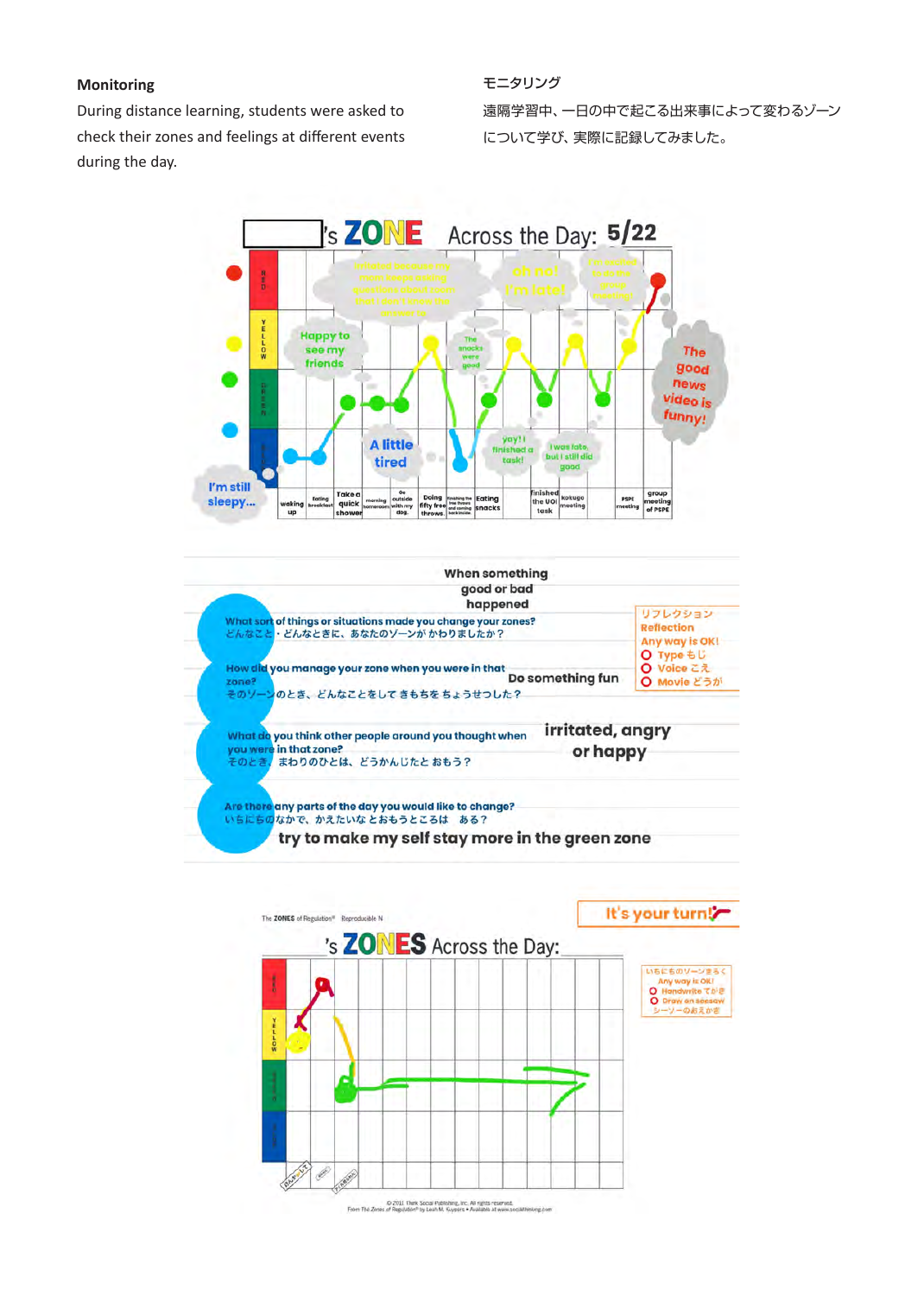**Monitoring**

During distance learning, students were asked to check their zones and feelings at different events during the day.

モニタリング

遠隔学習中、一日の中で起こる出来事によって変わるゾーンについて学び、実際に記録してみました。

's ZONE Across the Day: 5/22

When something good or bad happened

What sort of things or situations made you change your zones?
どんなこと・どんなときに、あなたのゾーンが かわりましたか？

How did you manage your zone when you were in that zone?
そのゾーンのとき、どんなことをして きもちを ちょうせつした？

Do something fun

What do you think other people around you thought when you were in that zone?
そのとき、まわりのひとは、どうかんじたと おもう？

irritated, angry or happy

Are there any parts of the day you would like to change?
いちにちのなかで、かえたいな とおもうところは ある？

try to make my self stay more in the green zone

リフレクション
Reflection
Any way is OK!
O Type もじ
O Voice こえ
O Movie どうが

It's your turn!

's ZONES Across the Day:

いちにちのゾーンまらく
Any way is OK!
O Handwrite てがき
O Draw on seesaw シーソーのおえかき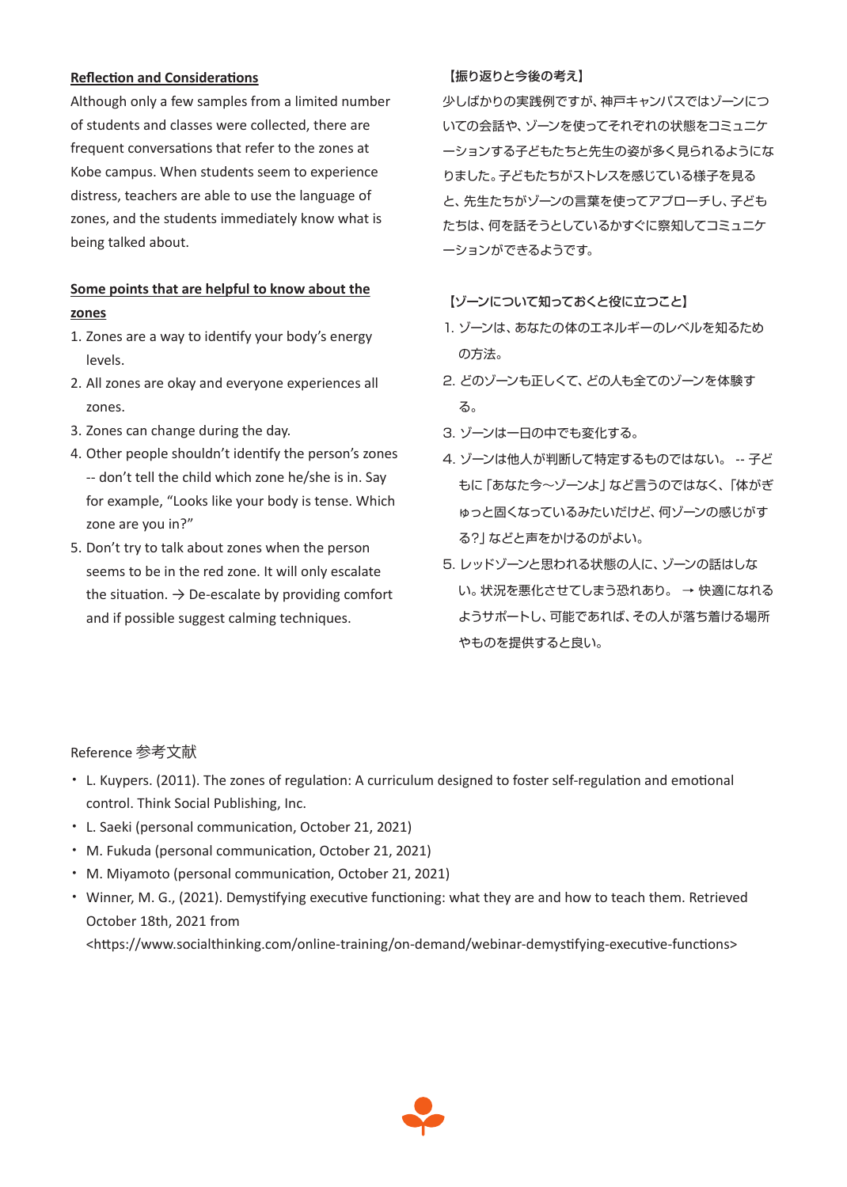**Reflection and Considerations**

Although only a few samples from a limited number of students and classes were collected, there are frequent conversations that refer to the zones at Kobe campus. When students seem to experience distress, teachers are able to use the language of zones, and the students immediately know what is being talked about.

**Some points that are helpful to know about the zones**

1. Zones are a way to identify your body's energy levels.
2. All zones are okay and everyone experiences all zones.
3. Zones can change during the day.
4. Other people shouldn't identify the person's zones -- don't tell the child which zone he/she is in. Say for example, "Looks like your body is tense. Which zone are you in?"
5. Don't try to talk about zones when the person seems to be in the red zone. It will only escalate the situation. → De-escalate by providing comfort and if possible suggest calming techniques.

**【振り返りと今後の考え】**

少しばかりの実践例ですが、神戸キャンパスではゾーンについての会話や、ゾーンを使ってそれぞれの状態をコミュニケーションする子どもたちと先生の姿が多く見られるようになりました。子どもたちがストレスを感じている様子を見ると、先生たちがゾーンの言葉を使ってアプローチし、子どもたちは、何を話そうとしているかすぐに察知してコミュニケーションができるようです。

**【ゾーンについて知っておくと役に立つこと】**

1. ゾーンは、あなたの体のエネルギーのレベルを知るための方法。
2. どのゾーンも正しくて、どの人も全てのゾーンを体験する。
3. ゾーンは一日の中でも変化する。
4. ゾーンは他人が判断して特定するものではない。 -- 子どもに「あなた今〜ゾーンよ」など言うのではなく、「体がぎゅっと固くなっているみたいだけど、何ゾーンの感じがする?」などと声をかけるのがよい。
5. レッドゾーンと思われる状態の人に、ゾーンの話はしない。状況を悪化させてしまう恐れあり。 → 快適になれるようサポートし、可能であれば、その人が落ち着ける場所やものを提供すると良い。

Reference 参考文献

- L. Kuypers. (2011). The zones of regulation: A curriculum designed to foster self-regulation and emotional control. Think Social Publishing, Inc.
- L. Saeki (personal communication, October 21, 2021)
- M. Fukuda (personal communication, October 21, 2021)
- M. Miyamoto (personal communication, October 21, 2021)
- Winner, M. G., (2021). Demystifying executive functioning: what they are and how to teach them. Retrieved October 18th, 2021 from <https://www.socialthinking.com/online-training/on-demand/webinar-demystifying-executive-functions>